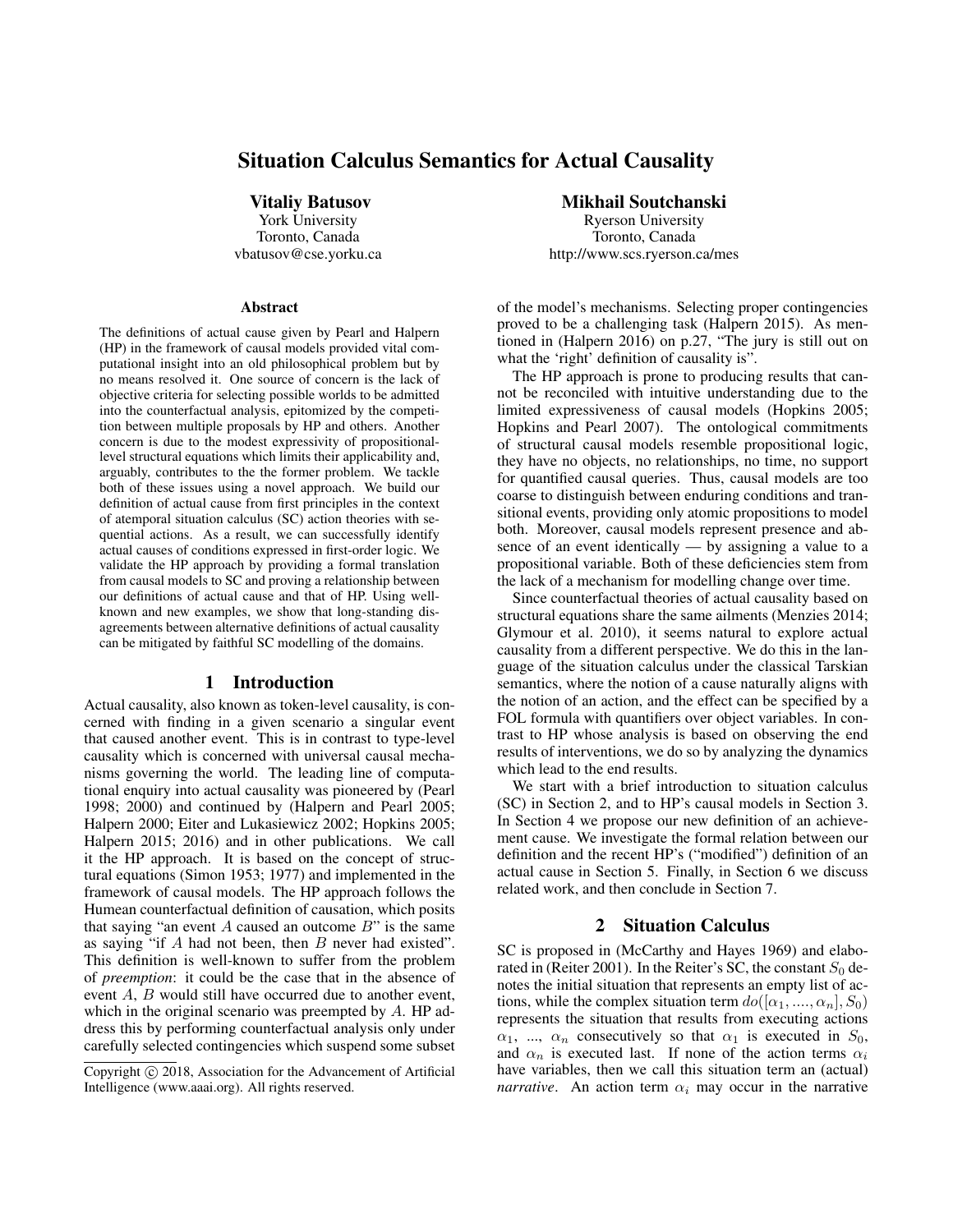# Situation Calculus Semantics for Actual Causality

**Vitaliy Batusov**
York University
Toronto, Canada
vbatusov@cse.yorku.ca

**Mikhail Soutchanski**
Ryerson University
Toronto, Canada
http://www.scs.ryerson.ca/mes

### Abstract

The definitions of actual cause given by Pearl and Halpern (HP) in the framework of causal models provided vital computational insight into an old philosophical problem but by no means resolved it. One source of concern is the lack of objective criteria for selecting possible worlds to be admitted into the counterfactual analysis, epitomized by the competition between multiple proposals by HP and others. Another concern is due to the modest expressivity of propositional-level structural equations which limits their applicability and, arguably, contributes to the the former problem. We tackle both of these issues using a novel approach. We build our definition of actual cause from first principles in the context of atemporal situation calculus (SC) action theories with sequential actions. As a result, we can successfully identify actual causes of conditions expressed in first-order logic. We validate the HP approach by providing a formal translation from causal models to SC and proving a relationship between our definitions of actual cause and that of HP. Using well-known and new examples, we show that long-standing disagreements between alternative definitions of actual causality can be mitigated by faithful SC modelling of the domains.

## 1 Introduction

Actual causality, also known as token-level causality, is concerned with finding in a given scenario a singular event that caused another event. This is in contrast to type-level causality which is concerned with universal causal mechanisms governing the world. The leading line of computational enquiry into actual causality was pioneered by (Pearl 1998; 2000) and continued by (Halpern and Pearl 2005; Halpern 2000; Eiter and Lukasiewicz 2002; Hopkins 2005; Halpern 2015; 2016) and in other publications. We call it the HP approach. It is based on the concept of structural equations (Simon 1953; 1977) and implemented in the framework of causal models. The HP approach follows the Humean counterfactual definition of causation, which posits that saying "an event $A$ caused an outcome $B$" is the same as saying "if $A$ had not been, then $B$ never had existed". This definition is well-known to suffer from the problem of *preemption*: it could be the case that in the absence of event $A$, $B$ would still have occurred due to another event, which in the original scenario was preempted by $A$. HP address this by performing counterfactual analysis only under carefully selected contingencies which suspend some subset of the model's mechanisms. Selecting proper contingencies proved to be a challenging task (Halpern 2015). As mentioned in (Halpern 2016) on p.27, "The jury is still out on what the 'right' definition of causality is".

The HP approach is prone to producing results that cannot be reconciled with intuitive understanding due to the limited expressiveness of causal models (Hopkins 2005; Hopkins and Pearl 2007). The ontological commitments of structural causal models resemble propositional logic, they have no objects, no relationships, no time, no support for quantified causal queries. Thus, causal models are too coarse to distinguish between enduring conditions and transitional events, providing only atomic propositions to model both. Moreover, causal models represent presence and absence of an event identically — by assigning a value to a propositional variable. Both of these deficiencies stem from the lack of a mechanism for modelling change over time.

Since counterfactual theories of actual causality based on structural equations share the same ailments (Menzies 2014; Glymour et al. 2010), it seems natural to explore actual causality from a different perspective. We do this in the language of the situation calculus under the classical Tarskian semantics, where the notion of a cause naturally aligns with the notion of an action, and the effect can be specified by a FOL formula with quantifiers over object variables. In contrast to HP whose analysis is based on observing the end results of interventions, we do so by analyzing the dynamics which lead to the end results.

We start with a brief introduction to situation calculus (SC) in Section 2, and to HP's causal models in Section 3. In Section 4 we propose our new definition of an achievement cause. We investigate the formal relation between our definition and the recent HP's ("modified") definition of an actual cause in Section 5. Finally, in Section 6 we discuss related work, and then conclude in Section 7.

## 2 Situation Calculus

SC is proposed in (McCarthy and Hayes 1969) and elaborated in (Reiter 2001). In the Reiter's SC, the constant $S_0$ denotes the initial situation that represents an empty list of actions, while the complex situation term $do([\alpha_1, ...., \alpha_n], S_0)$ represents the situation that results from executing actions $\alpha_1$, ..., $\alpha_n$ consecutively so that $\alpha_1$ is executed in $S_0$, and $\alpha_n$ is executed last. If none of the action terms $\alpha_i$ have variables, then we call this situation term an (actual) *narrative*. An action term $\alpha_i$ may occur in the narrative

Copyright © 2018, Association for the Advancement of Artificial Intelligence (www.aaai.org). All rights reserved.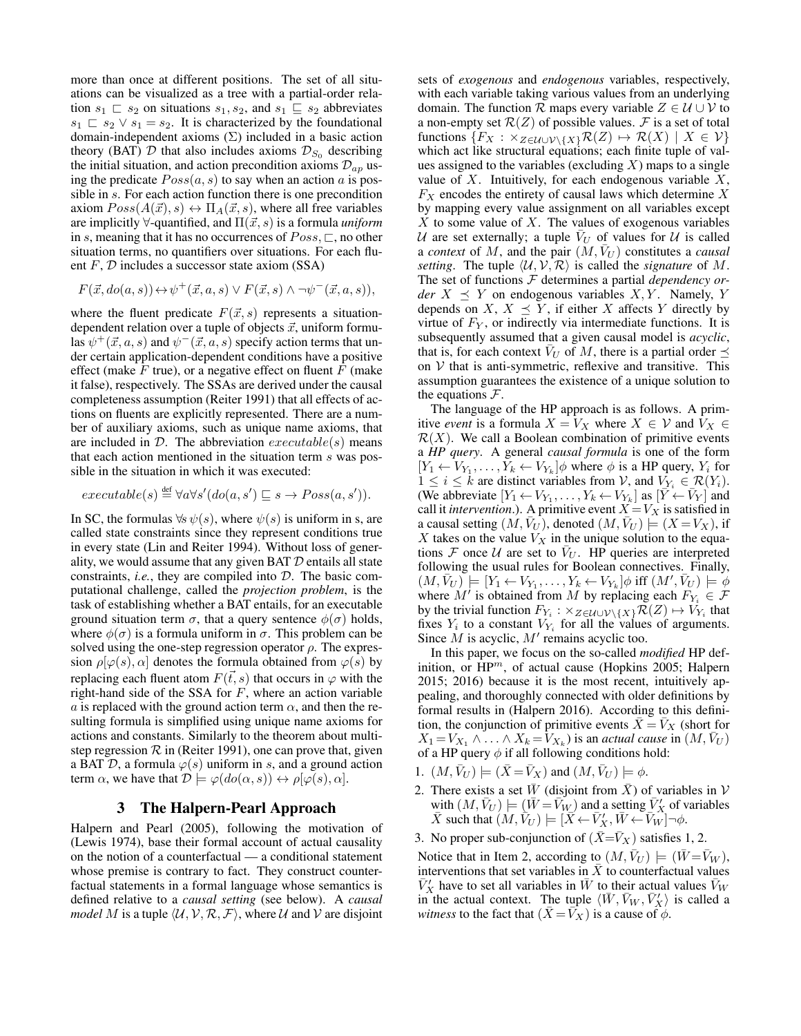more than once at different positions. The set of all situations can be visualized as a tree with a partial-order relation $s_1 \sqsubset s_2$ on situations $s_1, s_2$, and $s_1 \sqsubseteq s_2$ abbreviates $s_1 \sqsubset s_2 \vee s_1 = s_2$. It is characterized by the foundational domain-independent axioms ($\Sigma$) included in a basic action theory (BAT) $\mathcal{D}$ that also includes axioms $\mathcal{D}_{S_0}$ describing the initial situation, and action precondition axioms $\mathcal{D}_{ap}$ using the predicate $Poss(a, s)$ to say when an action $a$ is possible in $s$. For each action function there is one precondition axiom $Poss(A(\vec{x}), s) \leftrightarrow \Pi_A(\vec{x}, s)$, where all free variables are implicitly $\forall$-quantified, and $\Pi(\vec{x}, s)$ is a formula *uniform* in $s$, meaning that it has no occurrences of $Poss, \sqsubset$, no other situation terms, no quantifiers over situations. For each fluent $F$, $\mathcal{D}$ includes a successor state axiom (SSA)

$$F(\vec{x}, do(a, s)) \leftrightarrow \psi^+(\vec{x}, a, s) \vee F(\vec{x}, s) \wedge \neg\psi^-(\vec{x}, a, s)),$$

where the fluent predicate $F(\vec{x}, s)$ represents a situation-dependent relation over a tuple of objects $\vec{x}$, uniform formulas $\psi^+(\vec{x}, a, s)$ and $\psi^-(\vec{x}, a, s)$ specify action terms that under certain application-dependent conditions have a positive effect (make $F$ true), or a negative effect on fluent $F$ (make it false), respectively. The SSAs are derived under the causal completeness assumption (Reiter 1991) that all effects of actions on fluents are explicitly represented. There are a number of auxiliary axioms, such as unique name axioms, that are included in $\mathcal{D}$. The abbreviation $executable(s)$ means that each action mentioned in the situation term $s$ was possible in the situation in which it was executed:

$$executable(s) \stackrel{\text{def}}{=} \forall a \forall s'(do(a, s') \sqsubseteq s \rightarrow Poss(a, s')).$$

In SC, the formulas $\forall s\, \psi(s)$, where $\psi(s)$ is uniform in s, are called state constraints since they represent conditions true in every state (Lin and Reiter 1994). Without loss of generality, we would assume that any given BAT $\mathcal{D}$ entails all state constraints, *i.e.*, they are compiled into $\mathcal{D}$. The basic computational challenge, called the *projection problem*, is the task of establishing whether a BAT entails, for an executable ground situation term $\sigma$, that a query sentence $\phi(\sigma)$ holds, where $\phi(\sigma)$ is a formula uniform in $\sigma$. This problem can be solved using the one-step regression operator $\rho$. The expression $\rho[\varphi(s), \alpha]$ denotes the formula obtained from $\varphi(s)$ by replacing each fluent atom $F(\vec{t}, s)$ that occurs in $\varphi$ with the right-hand side of the SSA for $F$, where an action variable $a$ is replaced with the ground action term $\alpha$, and then the resulting formula is simplified using unique name axioms for actions and constants. Similarly to the theorem about multi-step regression $\mathcal{R}$ in (Reiter 1991), one can prove that, given a BAT $\mathcal{D}$, a formula $\varphi(s)$ uniform in $s$, and a ground action term $\alpha$, we have that $\mathcal{D} \models \varphi(do(\alpha, s)) \leftrightarrow \rho[\varphi(s), \alpha]$.

## 3 The Halpern-Pearl Approach

Halpern and Pearl (2005), following the motivation of (Lewis 1974), base their formal account of actual causality on the notion of a counterfactual — a conditional statement whose premise is contrary to fact. They construct counterfactual statements in a formal language whose semantics is defined relative to a *causal setting* (see below). A *causal model* $M$ is a tuple $\langle \mathcal{U}, \mathcal{V}, \mathcal{R}, \mathcal{F} \rangle$, where $\mathcal{U}$ and $\mathcal{V}$ are disjoint sets of *exogenous* and *endogenous* variables, respectively, with each variable taking various values from an underlying domain. The function $\mathcal{R}$ maps every variable $Z \in \mathcal{U} \cup \mathcal{V}$ to a non-empty set $\mathcal{R}(Z)$ of possible values. $\mathcal{F}$ is a set of total functions $\{F_X : \times_{Z \in \mathcal{U} \cup \mathcal{V} \setminus \{X\}} \mathcal{R}(Z) \mapsto \mathcal{R}(X) \mid X \in \mathcal{V}\}$ which act like structural equations; each finite tuple of values assigned to the variables (excluding $X$) maps to a single value of $X$. Intuitively, for each endogenous variable $X$, $F_X$ encodes the entirety of causal laws which determine $X$ by mapping every value assignment on all variables except $X$ to some value of $X$. The values of exogenous variables $\mathcal{U}$ are set externally; a tuple $\bar{V}_U$ of values for $\mathcal{U}$ is called a *context* of $M$, and the pair $(M, \bar{V}_U)$ constitutes a *causal setting*. The tuple $\langle \mathcal{U}, \mathcal{V}, \mathcal{R} \rangle$ is called the *signature* of $M$. The set of functions $\mathcal{F}$ determines a partial *dependency order* $X \preceq Y$ on endogenous variables $X, Y$. Namely, $Y$ depends on $X$, $X \preceq Y$, if either $X$ affects $Y$ directly by virtue of $F_Y$, or indirectly via intermediate functions. It is subsequently assumed that a given causal model is *acyclic*, that is, for each context $\bar{V}_U$ of $M$, there is a partial order $\preceq$ on $\mathcal{V}$ that is anti-symmetric, reflexive and transitive. This assumption guarantees the existence of a unique solution to the equations $\mathcal{F}$.

The language of the HP approach is as follows. A primitive *event* is a formula $X = V_X$ where $X \in \mathcal{V}$ and $V_X \in \mathcal{R}(X)$. We call a Boolean combination of primitive events a *HP query*. A general *causal formula* is one of the form $[Y_1 \leftarrow V_{Y_1}, \ldots, Y_k \leftarrow V_{Y_k}]\phi$ where $\phi$ is a HP query, $Y_i$ for $1 \leq i \leq k$ are distinct variables from $\mathcal{V}$, and $V_{Y_i} \in \mathcal{R}(Y_i)$. (We abbreviate $[Y_1 \leftarrow V_{Y_1}, \ldots, Y_k \leftarrow V_{Y_k}]$ as $[\bar{Y} \leftarrow \bar{V}_Y]$ and call it *intervention*.). A primitive event $X = V_X$ is satisfied in a causal setting $(M, \bar{V}_U)$, denoted $(M, \bar{V}_U) \models (X = V_X)$, if $X$ takes on the value $V_X$ in the unique solution to the equations $\mathcal{F}$ once $\mathcal{U}$ are set to $\bar{V}_U$. HP queries are interpreted following the usual rules for Boolean connectives. Finally, $(M, \bar{V}_U) \models [Y_1 \leftarrow V_{Y_1}, \ldots, Y_k \leftarrow V_{Y_k}]\phi$ iff $(M', \bar{V}_U) \models \phi$ where $M'$ is obtained from $M$ by replacing each $F_{Y_i} \in \mathcal{F}$ by the trivial function $F_{Y_i} : \times_{Z \in \mathcal{U} \cup \mathcal{V} \setminus \{X\}} \mathcal{R}(Z) \mapsto V_{Y_i}$ that fixes $Y_i$ to a constant $V_{Y_i}$ for all the values of arguments. Since $M$ is acyclic, $M'$ remains acyclic too.

In this paper, we focus on the so-called *modified* HP definition, or HP$^m$, of actual cause (Hopkins 2005; Halpern 2015; 2016) because it is the most recent, intuitively appealing, and thoroughly connected with older definitions by formal results in (Halpern 2016). According to this definition, the conjunction of primitive events $\bar{X} = \bar{V}_X$ (short for $X_1 = V_{X_1} \wedge \ldots \wedge X_k = V_{X_k}$) is an *actual cause* in $(M, \bar{V}_U)$ of a HP query $\phi$ if all following conditions hold:

1. $(M, \bar{V}_U) \models (\bar{X} = \bar{V}_X)$ and $(M, \bar{V}_U) \models \phi$.
2. There exists a set $\bar{W}$ (disjoint from $\bar{X}$) of variables in $\mathcal{V}$ with $(M, \bar{V}_U) \models (\bar{W} = \bar{V}_W)$ and a setting $\bar{V}'_X$ of variables $\bar{X}$ such that $(M, \bar{V}_U) \models [\bar{X} \leftarrow \bar{V}'_X, \bar{W} \leftarrow \bar{V}_W]\neg\phi$.
3. No proper sub-conjunction of $(\bar{X} = \bar{V}_X)$ satisfies 1, 2.

Notice that in Item 2, according to $(M, \bar{V}_U) \models (\bar{W} = \bar{V}_W)$, interventions that set variables in $\bar{X}$ to counterfactual values $\bar{V}'_X$ have to set all variables in $\bar{W}$ to their actual values $\bar{V}_W$ in the actual context. The tuple $\langle \bar{W}, \bar{V}_W, \bar{V}'_X \rangle$ is called a *witness* to the fact that $(\bar{X} = \bar{V}_X)$ is a cause of $\phi$.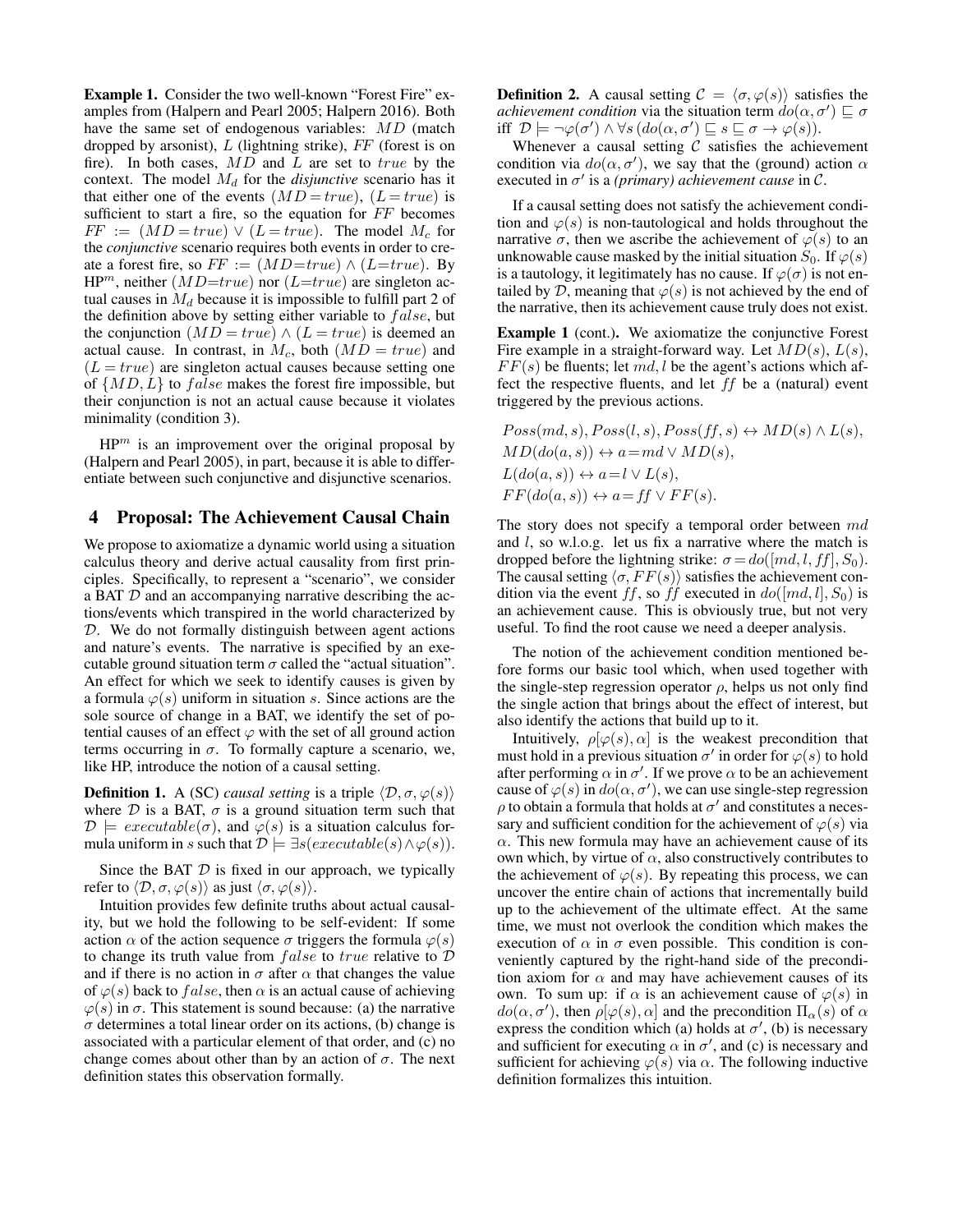**Example 1.** Consider the two well-known "Forest Fire" examples from (Halpern and Pearl 2005; Halpern 2016). Both have the same set of endogenous variables: $MD$ (match dropped by arsonist), $L$ (lightning strike), $FF$ (forest is on fire). In both cases, $MD$ and $L$ are set to $true$ by the context. The model $M_d$ for the *disjunctive* scenario has it that either one of the events $(MD = true)$, $(L = true)$ is sufficient to start a fire, so the equation for $FF$ becomes $FF := (MD = true) \vee (L = true)$. The model $M_c$ for the *conjunctive* scenario requires both events in order to create a forest fire, so $FF := (MD{=}true) \wedge (L{=}true)$. By HP$^m$, neither $(MD{=}true)$ nor $(L{=}true)$ are singleton actual causes in $M_d$ because it is impossible to fulfill part 2 of the definition above by setting either variable to $false$, but the conjunction $(MD = true) \wedge (L = true)$ is deemed an actual cause. In contrast, in $M_c$, both $(MD = true)$ and $(L = true)$ are singleton actual causes because setting one of $\{MD, L\}$ to $false$ makes the forest fire impossible, but their conjunction is not an actual cause because it violates minimality (condition 3).

HP$^m$ is an improvement over the original proposal by (Halpern and Pearl 2005), in part, because it is able to differentiate between such conjunctive and disjunctive scenarios.

## 4 Proposal: The Achievement Causal Chain

We propose to axiomatize a dynamic world using a situation calculus theory and derive actual causality from first principles. Specifically, to represent a "scenario", we consider a BAT $\mathcal{D}$ and an accompanying narrative describing the actions/events which transpired in the world characterized by $\mathcal{D}$. We do not formally distinguish between agent actions and nature's events. The narrative is specified by an executable ground situation term $\sigma$ called the "actual situation". An effect for which we seek to identify causes is given by a formula $\varphi(s)$ uniform in situation $s$. Since actions are the sole source of change in a BAT, we identify the set of potential causes of an effect $\varphi$ with the set of all ground action terms occurring in $\sigma$. To formally capture a scenario, we, like HP, introduce the notion of a causal setting.

**Definition 1.** A (SC) *causal setting* is a triple $\langle \mathcal{D}, \sigma, \varphi(s) \rangle$ where $\mathcal{D}$ is a BAT, $\sigma$ is a ground situation term such that $\mathcal{D} \models executable(\sigma)$, and $\varphi(s)$ is a situation calculus formula uniform in $s$ such that $\mathcal{D} \models \exists s(executable(s) \wedge \varphi(s))$.

Since the BAT $\mathcal{D}$ is fixed in our approach, we typically refer to $\langle \mathcal{D}, \sigma, \varphi(s) \rangle$ as just $\langle \sigma, \varphi(s) \rangle$.

Intuition provides few definite truths about actual causality, but we hold the following to be self-evident: If some action $\alpha$ of the action sequence $\sigma$ triggers the formula $\varphi(s)$ to change its truth value from $false$ to $true$ relative to $\mathcal{D}$ and if there is no action in $\sigma$ after $\alpha$ that changes the value of $\varphi(s)$ back to $false$, then $\alpha$ is an actual cause of achieving $\varphi(s)$ in $\sigma$. This statement is sound because: (a) the narrative $\sigma$ determines a total linear order on its actions, (b) change is associated with a particular element of that order, and (c) no change comes about other than by an action of $\sigma$. The next definition states this observation formally.

**Definition 2.** A causal setting $\mathcal{C} = \langle \sigma, \varphi(s) \rangle$ satisfies the *achievement condition* via the situation term $do(\alpha, \sigma') \sqsubseteq \sigma$ iff $\mathcal{D} \models \neg\varphi(\sigma') \wedge \forall s\, (do(\alpha, \sigma') \sqsubseteq s \sqsubseteq \sigma \rightarrow \varphi(s))$.

Whenever a causal setting $\mathcal{C}$ satisfies the achievement condition via $do(\alpha, \sigma')$, we say that the (ground) action $\alpha$ executed in $\sigma'$ is a *(primary) achievement cause* in $\mathcal{C}$.

If a causal setting does not satisfy the achievement condition and $\varphi(s)$ is non-tautological and holds throughout the narrative $\sigma$, then we ascribe the achievement of $\varphi(s)$ to an unknowable cause masked by the initial situation $S_0$. If $\varphi(s)$ is a tautology, it legitimately has no cause. If $\varphi(\sigma)$ is not entailed by $\mathcal{D}$, meaning that $\varphi(s)$ is not achieved by the end of the narrative, then its achievement cause truly does not exist.

**Example 1 (cont.).** We axiomatize the conjunctive Forest Fire example in a straight-forward way. Let $MD(s)$, $L(s)$, $FF(s)$ be fluents; let $md, l$ be the agent's actions which affect the respective fluents, and let $ff$ be a (natural) event triggered by the previous actions.

$$
\begin{aligned}
&Poss(md, s), Poss(l, s), Poss(ff, s) \leftrightarrow MD(s) \wedge L(s),\\
&MD(do(a, s)) \leftrightarrow a = md \vee MD(s),\\
&L(do(a, s)) \leftrightarrow a = l \vee L(s),\\
&FF(do(a, s)) \leftrightarrow a = ff \vee FF(s).
\end{aligned}
$$

The story does not specify a temporal order between $md$ and $l$, so w.l.o.g. let us fix a narrative where the match is dropped before the lightning strike: $\sigma = do([md, l, ff], S_0)$. The causal setting $\langle \sigma, FF(s) \rangle$ satisfies the achievement condition via the event $ff$, so $ff$ executed in $do([md, l], S_0)$ is an achievement cause. This is obviously true, but not very useful. To find the root cause we need a deeper analysis.

The notion of the achievement condition mentioned before forms our basic tool which, when used together with the single-step regression operator $\rho$, helps us not only find the single action that brings about the effect of interest, but also identify the actions that build up to it.

Intuitively, $\rho[\varphi(s), \alpha]$ is the weakest precondition that must hold in a previous situation $\sigma'$ in order for $\varphi(s)$ to hold after performing $\alpha$ in $\sigma'$. If we prove $\alpha$ to be an achievement cause of $\varphi(s)$ in $do(\alpha, \sigma')$, we can use single-step regression $\rho$ to obtain a formula that holds at $\sigma'$ and constitutes a necessary and sufficient condition for the achievement of $\varphi(s)$ via $\alpha$. This new formula may have an achievement cause of its own which, by virtue of $\alpha$, also constructively contributes to the achievement of $\varphi(s)$. By repeating this process, we can uncover the entire chain of actions that incrementally build up to the achievement of the ultimate effect. At the same time, we must not overlook the condition which makes the execution of $\alpha$ in $\sigma$ even possible. This condition is conveniently captured by the right-hand side of the precondition axiom for $\alpha$ and may have achievement causes of its own. To sum up: if $\alpha$ is an achievement cause of $\varphi(s)$ in $do(\alpha, \sigma')$, then $\rho[\varphi(s), \alpha]$ and the precondition $\Pi_\alpha(s)$ of $\alpha$ express the condition which (a) holds at $\sigma'$, (b) is necessary and sufficient for executing $\alpha$ in $\sigma'$, and (c) is necessary and sufficient for achieving $\varphi(s)$ via $\alpha$. The following inductive definition formalizes this intuition.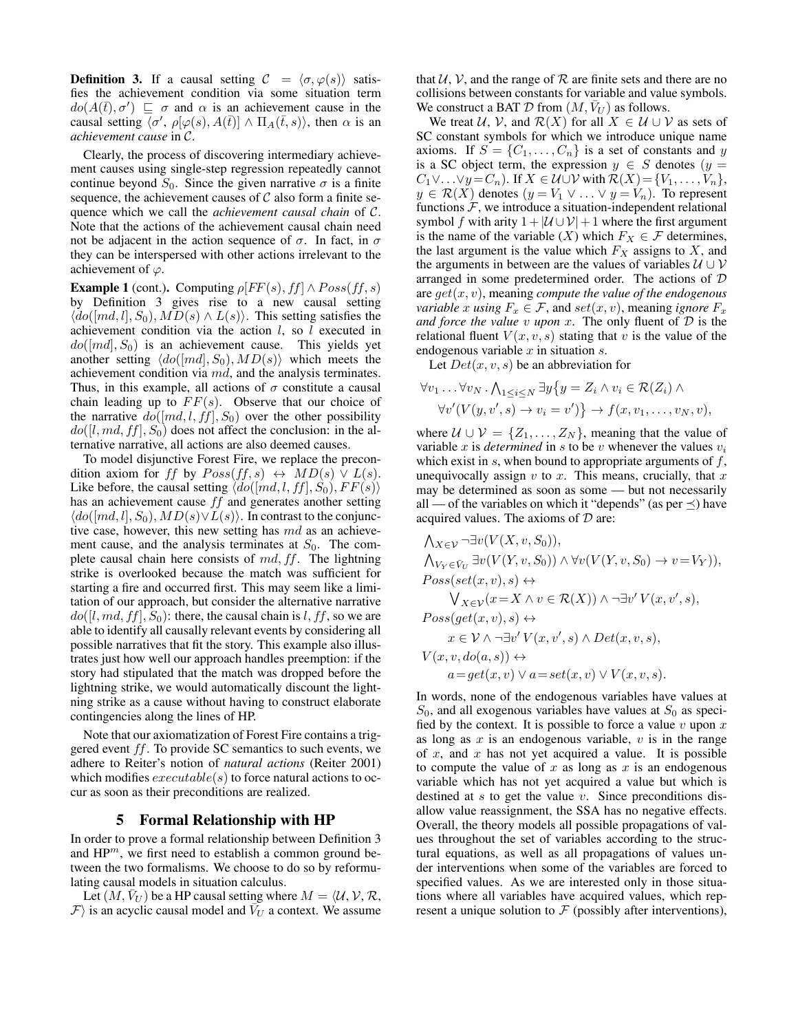**Definition 3.** If a causal setting $\mathcal{C} = \langle \sigma, \varphi(s) \rangle$ satisfies the achievement condition via some situation term $do(A(\bar{t}), \sigma') \sqsubseteq \sigma$ and $\alpha$ is an achievement cause in the causal setting $\langle \sigma', \rho[\varphi(s), A(\bar{t})] \wedge \Pi_A(\bar{t}, s) \rangle$, then $\alpha$ is an *achievement cause* in $\mathcal{C}$.

Clearly, the process of discovering intermediary achievement causes using single-step regression repeatedly cannot continue beyond $S_0$. Since the given narrative $\sigma$ is a finite sequence, the achievement causes of $\mathcal{C}$ also form a finite sequence which we call the *achievement causal chain* of $\mathcal{C}$. Note that the actions of the achievement causal chain need not be adjacent in the action sequence of $\sigma$. In fact, in $\sigma$ they can be interspersed with other actions irrelevant to the achievement of $\varphi$.

**Example 1** (cont.)**.** Computing $\rho[FF(s), ff] \wedge Poss(ff, s)$ by Definition 3 gives rise to a new causal setting $\langle do([md, l], S_0), MD(s) \wedge L(s) \rangle$. This setting satisfies the achievement condition via the action $l$, so $l$ executed in $do([md], S_0)$ is an achievement cause. This yields yet another setting $\langle do([md], S_0), MD(s) \rangle$ which meets the achievement condition via $md$, and the analysis terminates. Thus, in this example, all actions of $\sigma$ constitute a causal chain leading up to $FF(s)$. Observe that our choice of the narrative $do([md, l, ff], S_0)$ over the other possibility $do([l, md, ff], S_0)$ does not affect the conclusion: in the alternative narrative, all actions are also deemed causes.

To model disjunctive Forest Fire, we replace the precondition axiom for $ff$ by $Poss(ff, s) \leftrightarrow MD(s) \vee L(s)$. Like before, the causal setting $\langle do([md, l, ff], S_0), FF(s) \rangle$ has an achievement cause $ff$ and generates another setting $\langle do([md, l], S_0), MD(s) \vee L(s) \rangle$. In contrast to the conjunctive case, however, this new setting has $md$ as an achievement cause, and the analysis terminates at $S_0$. The complete causal chain here consists of $md, ff$. The lightning strike is overlooked because the match was sufficient for starting a fire and occurred first. This may seem like a limitation of our approach, but consider the alternative narrative $do([l, md, ff], S_0)$: there, the causal chain is $l, ff$, so we are able to identify all causally relevant events by considering all possible narratives that fit the story. This example also illustrates just how well our approach handles preemption: if the story had stipulated that the match was dropped before the lightning strike, we would automatically discount the lightning strike as a cause without having to construct elaborate contingencies along the lines of HP.

Note that our axiomatization of Forest Fire contains a triggered event $ff$. To provide SC semantics to such events, we adhere to Reiter's notion of *natural actions* (Reiter 2001) which modifies $executable(s)$ to force natural actions to occur as soon as their preconditions are realized.

## 5 Formal Relationship with HP

In order to prove a formal relationship between Definition 3 and HP$^m$, we first need to establish a common ground between the two formalisms. We choose to do so by reformulating causal models in situation calculus.

Let $(M, \bar{V}_U)$ be a HP causal setting where $M = \langle \mathcal{U}, \mathcal{V}, \mathcal{R}, \mathcal{F} \rangle$ is an acyclic causal model and $\bar{V}_U$ a context. We assume that $\mathcal{U}$, $\mathcal{V}$, and the range of $\mathcal{R}$ are finite sets and there are no collisions between constants for variable and value symbols. We construct a BAT $\mathcal{D}$ from $(M, \bar{V}_U)$ as follows.

We treat $\mathcal{U}$, $\mathcal{V}$, and $\mathcal{R}(X)$ for all $X \in \mathcal{U} \cup \mathcal{V}$ as sets of SC constant symbols for which we introduce unique name axioms. If $S = \{C_1, \dots, C_n\}$ is a set of constants and $y$ is a SC object term, the expression $y \in S$ denotes $(y = C_1 \vee \dots \vee y = C_n)$. If $X \in \mathcal{U} \cup \mathcal{V}$ with $\mathcal{R}(X) = \{V_1, \dots, V_n\}$, $y \in \mathcal{R}(X)$ denotes $(y = V_1 \vee \dots \vee y = V_n)$. To represent functions $\mathcal{F}$, we introduce a situation-independent relational symbol $f$ with arity $1 + |\mathcal{U} \cup \mathcal{V}| + 1$ where the first argument is the name of the variable ($X$) which $F_X \in \mathcal{F}$ determines, the last argument is the value which $F_X$ assigns to $X$, and the arguments in between are the values of variables $\mathcal{U} \cup \mathcal{V}$ arranged in some predetermined order. The actions of $\mathcal{D}$ are $get(x, v)$, meaning *compute the value of the endogenous variable $x$ using $F_x \in \mathcal{F}$*, and $set(x, v)$, meaning *ignore $F_x$ and force the value $v$ upon $x$*. The only fluent of $\mathcal{D}$ is the relational fluent $V(x, v, s)$ stating that $v$ is the value of the endogenous variable $x$ in situation $s$.

Let $Det(x, v, s)$ be an abbreviation for

$$\forall v_1 \dots \forall v_N \, . \bigwedge_{1 \leq i \leq N} \exists y \{ y = Z_i \wedge v_i \in \mathcal{R}(Z_i) \wedge \forall v' (V(y, v', s) \rightarrow v_i = v') \} \rightarrow f(x, v_1, \dots, v_N, v),$$

where $\mathcal{U} \cup \mathcal{V} = \{Z_1, \dots, Z_N\}$, meaning that the value of variable $x$ is *determined* in $s$ to be $v$ whenever the values $v_i$ which exist in $s$, when bound to appropriate arguments of $f$, unequivocally assign $v$ to $x$. This means, crucially, that $x$ may be determined as soon as some — but not necessarily all — of the variables on which it "depends" (as per $\preceq$) have acquired values. The axioms of $\mathcal{D}$ are:

$$\bigwedge_{X \in \mathcal{V}} \neg \exists v (V(X, v, S_0)),$$

$$\bigwedge_{V_Y \in \bar{V}_U} \exists v (V(Y, v, S_0)) \wedge \forall v (V(Y, v, S_0) \rightarrow v = V_Y)),$$

$$Poss(set(x, v), s) \leftrightarrow \bigvee_{X \in \mathcal{V}} (x = X \wedge v \in \mathcal{R}(X)) \wedge \neg \exists v' \, V(x, v', s),$$

$$Poss(get(x, v), s) \leftrightarrow x \in \mathcal{V} \wedge \neg \exists v' \, V(x, v', s) \wedge Det(x, v, s),$$

$$V(x, v, do(a, s)) \leftrightarrow a = get(x, v) \vee a = set(x, v) \vee V(x, v, s).$$

In words, none of the endogenous variables have values at $S_0$, and all exogenous variables have values at $S_0$ as specified by the context. It is possible to force a value $v$ upon $x$ as long as $x$ is an endogenous variable, $v$ is in the range of $x$, and $x$ has not yet acquired a value. It is possible to compute the value of $x$ as long as $x$ is an endogenous variable which has not yet acquired a value but which is destined at $s$ to get the value $v$. Since preconditions disallow value reassignment, the SSA has no negative effects. Overall, the theory models all possible propagations of values throughout the set of variables according to the structural equations, as well as all propagations of values under interventions when some of the variables are forced to specified values. As we are interested only in those situations where all variables have acquired values, which represent a unique solution to $\mathcal{F}$ (possibly after interventions),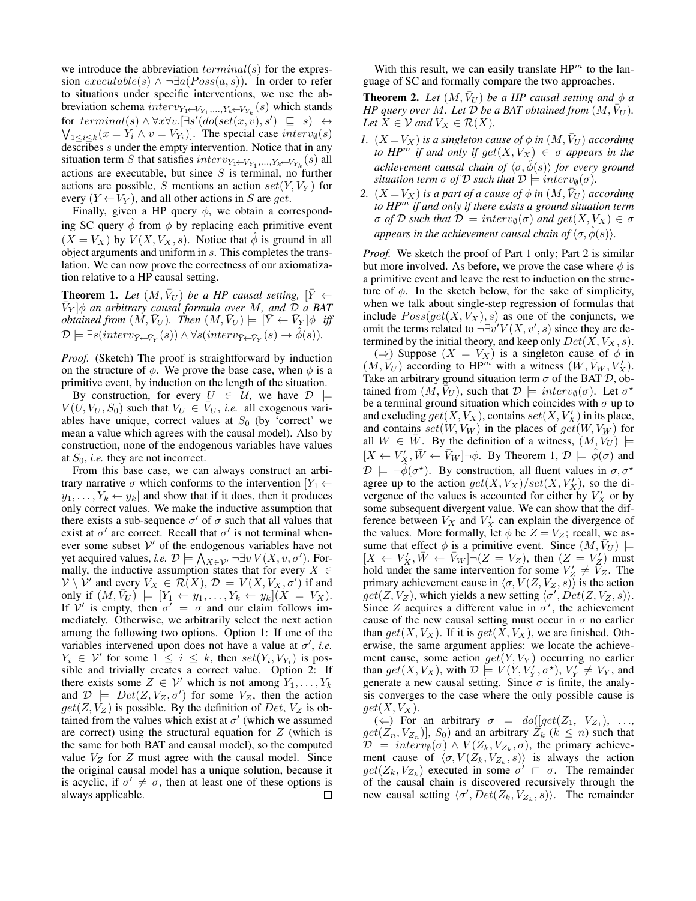we introduce the abbreviation $terminal(s)$ for the expression $executable(s) \wedge \neg\exists a(Poss(a, s))$. In order to refer to situations under specific interventions, we use the abbreviation schema $interv_{Y_1 \leftarrow V_{Y_1}, \ldots, Y_k \leftarrow V_{Y_k}}(s)$ which stands for $terminal(s) \wedge \forall x \forall v.[\exists s'(do(set(x, v), s') \sqsubseteq s) \leftrightarrow \bigvee_{1 \le i \le k}(x = Y_i \wedge v = V_{Y_i})]$. The special case $interv_\emptyset(s)$ describes $s$ under the empty intervention. Notice that in any situation term $S$ that satisfies $interv_{Y_1 \leftarrow V_{Y_1}, \ldots, Y_k \leftarrow V_{Y_k}}(s)$ all actions are executable, but since $S$ is terminal, no further actions are possible, $S$ mentions an action $set(Y, V_Y)$ for every $(Y \leftarrow V_Y)$, and all other actions in $S$ are $get$.

Finally, given a HP query $\phi$, we obtain a corresponding SC query $\hat{\phi}$ from $\phi$ by replacing each primitive event $(X = V_X)$ by $V(X, V_X, s)$. Notice that $\hat{\phi}$ is ground in all object arguments and uniform in $s$. This completes the translation. We can now prove the correctness of our axiomatization relative to a HP causal setting.

**Theorem 1.** *Let $(M, \bar{V}_U)$ be a HP causal setting, $[\bar{Y} \leftarrow \bar{V}_Y]\phi$ an arbitrary causal formula over $M$, and $\mathcal{D}$ a BAT obtained from $(M, \bar{V}_U)$. Then $(M, \bar{V}_U) \models [\bar{Y} \leftarrow \bar{V}_Y]\phi$ iff $\mathcal{D} \models \exists s(interv_{\bar{Y} \leftarrow \bar{V}_Y}(s)) \wedge \forall s(interv_{\bar{Y} \leftarrow \bar{V}_Y}(s) \rightarrow \hat{\phi}(s))$.*

*Proof.* (Sketch) The proof is straightforward by induction on the structure of $\phi$. We prove the base case, when $\phi$ is a primitive event, by induction on the length of the situation.

By construction, for every $U \in \mathcal{U}$, we have $\mathcal{D} \models V(U, V_U, S_0)$ such that $V_U \in \bar{V}_U$, *i.e.* all exogenous variables have unique, correct values at $S_0$ (by 'correct' we mean a value which agrees with the causal model). Also by construction, none of the endogenous variables have values at $S_0$, *i.e.* they are not incorrect.

From this base case, we can always construct an arbitrary narrative $\sigma$ which conforms to the intervention $[Y_1 \leftarrow y_1, \ldots, Y_k \leftarrow y_k]$ and show that if it does, then it produces only correct values. We make the inductive assumption that there exists a sub-sequence $\sigma'$ of $\sigma$ such that all values that exist at $\sigma'$ are correct. Recall that $\sigma'$ is not terminal whenever some subset $\mathcal{V}'$ of the endogenous variables have not yet acquired values, *i.e.* $\mathcal{D} \models \bigwedge_{X \in \mathcal{V}'} \neg\exists v\, V(X, v, \sigma')$. Formally, the inductive assumption states that for every $X \in \mathcal{V} \setminus \mathcal{V}'$ and every $V_X \in \mathcal{R}(X)$, $\mathcal{D} \models V(X, V_X, \sigma')$ if and only if $(M, \bar{V}_U) \models [Y_1 \leftarrow y_1, \ldots, Y_k \leftarrow y_k](X = V_X)$. If $\mathcal{V}'$ is empty, then $\sigma' = \sigma$ and our claim follows immediately. Otherwise, we arbitrarily select the next action among the following two options. Option 1: If one of the variables intervened upon does not have a value at $\sigma'$, *i.e.* $Y_i \in \mathcal{V}'$ for some $1 \le i \le k$, then $set(Y_i, V_{Y_i})$ is possible and trivially creates a correct value. Option 2: If there exists some $Z \in \mathcal{V}'$ which is not among $Y_1, \ldots, Y_k$ and $\mathcal{D} \models Det(Z, V_Z, \sigma')$ for some $V_Z$, then the action $get(Z, V_Z)$ is possible. By the definition of $Det$, $V_Z$ is obtained from the values which exist at $\sigma'$ (which we assumed are correct) using the structural equation for $Z$ (which is the same for both BAT and causal model), so the computed value $V_Z$ for $Z$ must agree with the causal model. Since the original causal model has a unique solution, because it is acyclic, if $\sigma' \neq \sigma$, then at least one of these options is always applicable. $\square$

With this result, we can easily translate HP$^m$ to the language of SC and formally compare the two approaches.

**Theorem 2.** *Let $(M, \bar{V}_U)$ be a HP causal setting and $\phi$ a HP query over $M$. Let $\mathcal{D}$ be a BAT obtained from $(M, \bar{V}_U)$. Let $X \in \mathcal{V}$ and $V_X \in \mathcal{R}(X)$.*

1. *$(X = V_X)$ is a singleton cause of $\phi$ in $(M, \bar{V}_U)$ according to HP$^m$ if and only if $get(X, V_X) \in \sigma$ appears in the achievement causal chain of $\langle \sigma, \hat{\phi}(s) \rangle$ for every ground situation term $\sigma$ of $\mathcal{D}$ such that $\mathcal{D} \models interv_\emptyset(\sigma)$.*
2. *$(X = V_X)$ is a part of a cause of $\phi$ in $(M, \bar{V}_U)$ according to HP$^m$ if and only if there exists a ground situation term $\sigma$ of $\mathcal{D}$ such that $\mathcal{D} \models interv_\emptyset(\sigma)$ and $get(X, V_X) \in \sigma$ appears in the achievement causal chain of $\langle \sigma, \hat{\phi}(s) \rangle$.*

*Proof.* We sketch the proof of Part 1 only; Part 2 is similar but more involved. As before, we prove the case where $\phi$ is a primitive event and leave the rest to induction on the structure of $\phi$. In the sketch below, for the sake of simplicity, when we talk about single-step regression of formulas that include $Poss(get(X, V_X), s)$ as one of the conjuncts, we omit the terms related to $\neg\exists v' V(X, v', s)$ since they are determined by the initial theory, and keep only $Det(X, V_X, s)$.

($\Rightarrow$) Suppose $(X = V_X)$ is a singleton cause of $\phi$ in $(M, \bar{V}_U)$ according to HP$^m$ with a witness $(\bar{W}, \bar{V}_W, V'_X)$. Take an arbitrary ground situation term $\sigma$ of the BAT $\mathcal{D}$, obtained from $(M, \bar{V}_U)$, such that $\mathcal{D} \models interv_\emptyset(\sigma)$. Let $\sigma^\star$ be a terminal ground situation which coincides with $\sigma$ up to and excluding $get(X, V_X)$, contains $set(X, V'_X)$ in its place, and contains $set(W, V_W)$ in the places of $get(W, V_W)$ for all $W \in \bar{W}$. By the definition of a witness, $(M, \bar{V}_U) \models [X \leftarrow V'_X, \bar{W} \leftarrow \bar{V}_W]\neg\phi$. By Theorem 1, $\mathcal{D} \models \hat{\phi}(\sigma)$ and $\mathcal{D} \models \neg\hat{\phi}(\sigma^\star)$. By construction, all fluent values in $\sigma, \sigma^\star$ agree up to the action $get(X, V_X)/set(X, V'_X)$, so the divergence of the values is accounted for either by $V'_X$ or by some subsequent divergent value. We can show that the difference between $V_X$ and $V'_X$ can explain the divergence of the values. More formally, let $\phi$ be $Z = V_Z$; recall, we assume that effect $\phi$ is a primitive event. Since $(M, \bar{V}_U) \models [X \leftarrow V'_X, \bar{W} \leftarrow \bar{V}_W]\neg(Z = V_Z)$, then $(Z = V'_Z)$ must hold under the same intervention for some $V'_Z \neq V_Z$. The primary achievement cause in $\langle \sigma, V(Z, V_Z, s) \rangle$ is the action $get(Z, V_Z)$, which yields a new setting $\langle \sigma', Det(Z, V_Z, s) \rangle$. Since $Z$ acquires a different value in $\sigma^\star$, the achievement cause of the new causal setting must occur in $\sigma$ no earlier than $get(X, V_X)$. If it is $get(X, V_X)$, we are finished. Otherwise, the same argument applies: we locate the achievement cause, some action $get(Y, V_Y)$ occurring no earlier than $get(X, V_X)$, with $\mathcal{D} \models V(Y, V'_Y, \sigma^\star)$, $V'_Y \neq V_Y$, and generate a new causal setting. Since $\sigma$ is finite, the analysis converges to the case where the only possible cause is $get(X, V_X)$.

($\Leftarrow$) For an arbitrary $\sigma = do([get(Z_1, V_{Z_1}), \ldots, get(Z_n, V_{Z_n})], S_0)$ and an arbitrary $Z_k$ ($k \le n$) such that $\mathcal{D} \models interv_\emptyset(\sigma) \wedge V(Z_k, V_{Z_k}, \sigma)$, the primary achievement cause of $\langle \sigma, V(Z_k, V_{Z_k}, s) \rangle$ is always the action $get(Z_k, V_{Z_k})$ executed in some $\sigma' \sqsubset \sigma$. The remainder of the causal chain is discovered recursively through the new causal setting $\langle \sigma', Det(Z_k, V_{Z_k}, s) \rangle$. The remainder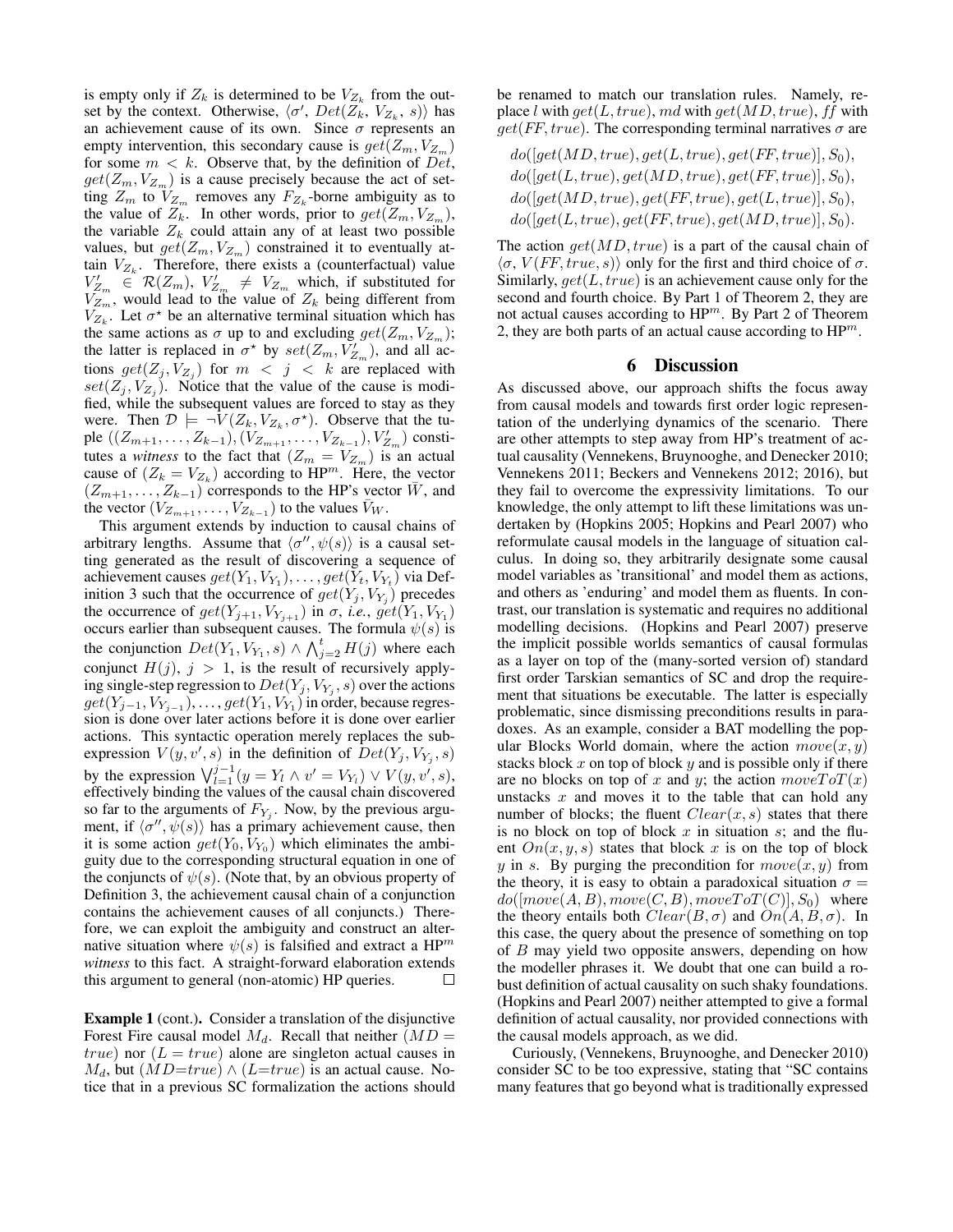is empty only if $Z_k$ is determined to be $V_{Z_k}$ from the outset by the context. Otherwise, $\langle \sigma', \, Det(Z_k, \, V_{Z_k}, \, s)\rangle$ has an achievement cause of its own. Since $\sigma$ represents an empty intervention, this secondary cause is $get(Z_m, V_{Z_m})$ for some $m < k$. Observe that, by the definition of $Det$, $get(Z_m, V_{Z_m})$ is a cause precisely because the act of setting $Z_m$ to $V_{Z_m}$ removes any $F_{Z_k}$-borne ambiguity as to the value of $Z_k$. In other words, prior to $get(Z_m, V_{Z_m})$, the variable $Z_k$ could attain any of at least two possible values, but $get(Z_m, V_{Z_m})$ constrained it to eventually attain $V_{Z_k}$. Therefore, there exists a (counterfactual) value $V'_{Z_m} \in \mathcal{R}(Z_m)$, $V'_{Z_m} \neq V_{Z_m}$ which, if substituted for $V_{Z_m}$, would lead to the value of $Z_k$ being different from $V_{Z_k}$. Let $\sigma^\star$ be an alternative terminal situation which has the same actions as $\sigma$ up to and excluding $get(Z_m, V_{Z_m})$; the latter is replaced in $\sigma^\star$ by $set(Z_m, V'_{Z_m})$, and all actions $get(Z_j, V_{Z_j})$ for $m < j < k$ are replaced with $set(Z_j, V_{Z_j})$. Notice that the value of the cause is modified, while the subsequent values are forced to stay as they were. Then $\mathcal{D} \models \neg V(Z_k, V_{Z_k}, \sigma^\star)$. Observe that the tuple $((Z_{m+1}, \ldots, Z_{k-1}), (V_{Z_{m+1}}, \ldots, V_{Z_{k-1}}), V'_{Z_m})$ constitutes a *witness* to the fact that $(Z_m = V_{Z_m})$ is an actual cause of $(Z_k = V_{Z_k})$ according to HP$^m$. Here, the vector $(Z_{m+1}, \ldots, Z_{k-1})$ corresponds to the HP's vector $\vec{W}$, and the vector $(V_{Z_{m+1}}, \ldots, V_{Z_{k-1}})$ to the values $\vec{v}_W$.

This argument extends by induction to causal chains of arbitrary lengths. Assume that $\langle \sigma'', \psi(s)\rangle$ is a causal setting generated as the result of discovering a sequence of achievement causes $get(Y_1, V_{Y_1}), \ldots, get(Y_t, V_{Y_t})$ via Definition 3 such that the occurrence of $get(Y_j, V_{Y_j})$ precedes the occurrence of $get(Y_{j+1}, V_{Y_{j+1}})$ in $\sigma$, *i.e.*, $get(Y_1, V_{Y_1})$ occurs earlier than subsequent causes. The formula $\psi(s)$ is the conjunction $Det(Y_1, V_{Y_1}, s) \wedge \bigwedge_{j=2}^{t} H(j)$ where each conjunct $H(j)$, $j > 1$, is the result of recursively applying single-step regression to $Det(Y_j, V_{Y_j}, s)$ over the actions $get(Y_{j-1}, V_{Y_{j-1}}), \ldots, get(Y_1, V_{Y_1})$ in order, because regression is done over later actions before it is done over earlier actions. This syntactic operation merely replaces the subexpression $V(y, v', s)$ in the definition of $Det(Y_j, V_{Y_j}, s)$ by the expression $\bigvee_{l=1}^{j-1}(y = Y_l \wedge v' = V_{Y_l}) \vee V(y, v', s)$, effectively binding the values of the causal chain discovered so far to the arguments of $F_{Y_j}$. Now, by the previous argument, if $\langle \sigma'', \psi(s)\rangle$ has a primary achievement cause, then it is some action $get(Y_0, V_{Y_0})$ which eliminates the ambiguity due to the corresponding structural equation in one of the conjuncts of $\psi(s)$. (Note that, by an obvious property of Definition 3, the achievement causal chain of a conjunction contains the achievement causes of all conjuncts.) Therefore, we can exploit the ambiguity and construct an alternative situation where $\psi(s)$ is falsified and extract a HP$^m$ *witness* to this fact. A straight-forward elaboration extends this argument to general (non-atomic) HP queries. □

**Example 1** (cont.). Consider a translation of the disjunctive Forest Fire causal model $M_d$. Recall that neither $(MD = true)$ nor $(L = true)$ alone are singleton actual causes in $M_d$, but $(MD{=}true) \wedge (L{=}true)$ is an actual cause. Notice that in a previous SC formalization the actions should be renamed to match our translation rules. Namely, replace $l$ with $get(L, true)$, $md$ with $get(MD, true)$, $ff$ with $get(FF, true)$. The corresponding terminal narratives $\sigma$ are

$$do([get(MD, true), get(L, true), get(FF, true)], S_0),$$
$$do([get(L, true), get(MD, true), get(FF, true)], S_0),$$
$$do([get(MD, true), get(FF, true), get(L, true)], S_0),$$
$$do([get(L, true), get(FF, true), get(MD, true)], S_0).$$

The action $get(MD, true)$ is a part of the causal chain of $\langle \sigma, V(FF, true, s)\rangle$ only for the first and third choice of $\sigma$. Similarly, $get(L, true)$ is an achievement cause only for the second and fourth choice. By Part 1 of Theorem 2, they are not actual causes according to HP$^m$. By Part 2 of Theorem 2, they are both parts of an actual cause according to HP$^m$.

## 6 Discussion

As discussed above, our approach shifts the focus away from causal models and towards first order logic representation of the underlying dynamics of the scenario. There are other attempts to step away from HP's treatment of actual causality (Vennekens, Bruynooghe, and Denecker 2010; Vennekens 2011; Beckers and Vennekens 2012; 2016), but they fail to overcome the expressivity limitations. To our knowledge, the only attempt to lift these limitations was undertaken by (Hopkins 2005; Hopkins and Pearl 2007) who reformulate causal models in the language of situation calculus. In doing so, they arbitrarily designate some causal model variables as 'transitional' and model them as actions, and others as 'enduring' and model them as fluents. In contrast, our translation is systematic and requires no additional modelling decisions. (Hopkins and Pearl 2007) preserve the implicit possible worlds semantics of causal formulas as a layer on top of the (many-sorted version of) standard first order Tarskian semantics of SC and drop the requirement that situations be executable. The latter is especially problematic, since dismissing preconditions results in paradoxes. As an example, consider a BAT modelling the popular Blocks World domain, where the action $move(x, y)$ stacks block $x$ on top of block $y$ and is possible only if there are no blocks on top of $x$ and $y$; the action $moveToT(x)$ unstacks $x$ and moves it to the table that can hold any number of blocks; the fluent $Clear(x, s)$ states that there is no block on top of block $x$ in situation $s$; and the fluent $On(x, y, s)$ states that block $x$ is on the top of block $y$ in $s$. By purging the precondition for $move(x, y)$ from the theory, it is easy to obtain a paradoxical situation $\sigma = do([move(A, B), move(C, B), moveToT(C)], S_0)$ where the theory entails both $Clear(B, \sigma)$ and $On(A, B, \sigma)$. In this case, the query about the presence of something on top of $B$ may yield two opposite answers, depending on how the modeller phrases it. We doubt that one can build a robust definition of actual causality on such shaky foundations. (Hopkins and Pearl 2007) neither attempted to give a formal definition of actual causality, nor provided connections with the causal models approach, as we did.

Curiously, (Vennekens, Bruynooghe, and Denecker 2010) consider SC to be too expressive, stating that "SC contains many features that go beyond what is traditionally expressed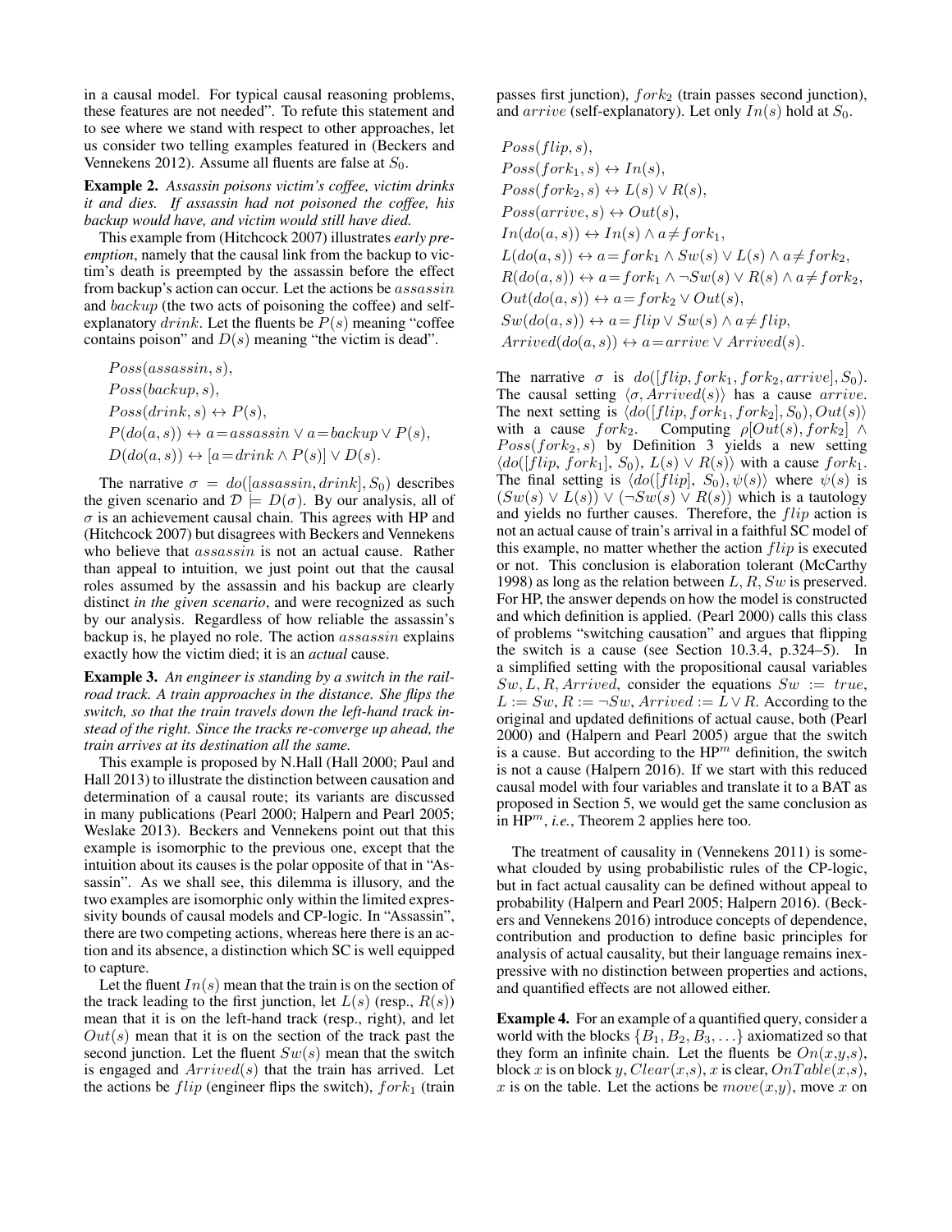in a causal model. For typical causal reasoning problems, these features are not needed". To refute this statement and to see where we stand with respect to other approaches, let us consider two telling examples featured in (Beckers and Vennekens 2012). Assume all fluents are false at $S_0$.

**Example 2.** *Assassin poisons victim's coffee, victim drinks it and dies. If assassin had not poisoned the coffee, his backup would have, and victim would still have died.*

This example from (Hitchcock 2007) illustrates *early preemption*, namely that the causal link from the backup to victim's death is preempted by the assassin before the effect from backup's action can occur. Let the actions be $assassin$ and $backup$ (the two acts of poisoning the coffee) and self-explanatory $drink$. Let the fluents be $P(s)$ meaning "coffee contains poison" and $D(s)$ meaning "the victim is dead".

$$
\begin{aligned}
&Poss(assassin, s),\\
&Poss(backup, s),\\
&Poss(drink, s) \leftrightarrow P(s),\\
&P(do(a, s)) \leftrightarrow a = assassin \vee a = backup \vee P(s),\\
&D(do(a, s)) \leftrightarrow [a = drink \wedge P(s)] \vee D(s).
\end{aligned}
$$

The narrative $\sigma = do([assassin, drink], S_0)$ describes the given scenario and $\mathcal{D} \models D(\sigma)$. By our analysis, all of $\sigma$ is an achievement causal chain. This agrees with HP and (Hitchcock 2007) but disagrees with Beckers and Vennekens who believe that $assassin$ is not an actual cause. Rather than appeal to intuition, we just point out that the causal roles assumed by the assassin and his backup are clearly distinct *in the given scenario*, and were recognized as such by our analysis. Regardless of how reliable the assassin's backup is, he played no role. The action $assassin$ explains exactly how the victim died; it is an *actual* cause.

**Example 3.** *An engineer is standing by a switch in the railroad track. A train approaches in the distance. She flips the switch, so that the train travels down the left-hand track instead of the right. Since the tracks re-converge up ahead, the train arrives at its destination all the same.*

This example is proposed by N.Hall (Hall 2000; Paul and Hall 2013) to illustrate the distinction between causation and determination of a causal route; its variants are discussed in many publications (Pearl 2000; Halpern and Pearl 2005; Weslake 2013). Beckers and Vennekens point out that this example is isomorphic to the previous one, except that the intuition about its causes is the polar opposite of that in "Assassin". As we shall see, this dilemma is illusory, and the two examples are isomorphic only within the limited expressivity bounds of causal models and CP-logic. In "Assassin", there are two competing actions, whereas here there is an action and its absence, a distinction which SC is well equipped to capture.

Let the fluent $In(s)$ mean that the train is on the section of the track leading to the first junction, let $L(s)$ (resp., $R(s)$) mean that it is on the left-hand track (resp., right), and let $Out(s)$ mean that it is on the section of the track past the second junction. Let the fluent $Sw(s)$ mean that the switch is engaged and $Arrived(s)$ that the train has arrived. Let the actions be $flip$ (engineer flips the switch), $fork_1$ (train passes first junction), $fork_2$ (train passes second junction), and $arrive$ (self-explanatory). Let only $In(s)$ hold at $S_0$.

$$
\begin{aligned}
&Poss(flip, s),\\
&Poss(fork_1, s) \leftrightarrow In(s),\\
&Poss(fork_2, s) \leftrightarrow L(s) \vee R(s),\\
&Poss(arrive, s) \leftrightarrow Out(s),\\
&In(do(a, s)) \leftrightarrow In(s) \wedge a \neq fork_1,\\
&L(do(a, s)) \leftrightarrow a = fork_1 \wedge Sw(s) \vee L(s) \wedge a \neq fork_2,\\
&R(do(a, s)) \leftrightarrow a = fork_1 \wedge \neg Sw(s) \vee R(s) \wedge a \neq fork_2,\\
&Out(do(a, s)) \leftrightarrow a = fork_2 \vee Out(s),\\
&Sw(do(a, s)) \leftrightarrow a = flip \vee Sw(s) \wedge a \neq flip,\\
&Arrived(do(a, s)) \leftrightarrow a = arrive \vee Arrived(s).
\end{aligned}
$$

The narrative $\sigma$ is $do([flip, fork_1, fork_2, arrive], S_0)$. The causal setting $\langle \sigma, Arrived(s) \rangle$ has a cause $arrive$. The next setting is $\langle do([flip, fork_1, fork_2], S_0), Out(s) \rangle$ with a cause $fork_2$. Computing $\rho[Out(s), fork_2] \wedge Poss(fork_2, s)$ by Definition 3 yields a new setting $\langle do([flip, fork_1], S_0), L(s) \vee R(s) \rangle$ with a cause $fork_1$. The final setting is $\langle do([flip], S_0), \psi(s) \rangle$ where $\psi(s)$ is $(Sw(s) \vee L(s)) \vee (\neg Sw(s) \vee R(s))$ which is a tautology and yields no further causes. Therefore, the $flip$ action is not an actual cause of train's arrival in a faithful SC model of this example, no matter whether the action $flip$ is executed or not. This conclusion is elaboration tolerant (McCarthy 1998) as long as the relation between $L, R, Sw$ is preserved. For HP, the answer depends on how the model is constructed and which definition is applied. (Pearl 2000) calls this class of problems "switching causation" and argues that flipping the switch is a cause (see Section 10.3.4, p.324–5). In a simplified setting with the propositional causal variables $Sw, L, R, Arrived$, consider the equations $Sw := true$, $L := Sw$, $R := \neg Sw$, $Arrived := L \vee R$. According to the original and updated definitions of actual cause, both (Pearl 2000) and (Halpern and Pearl 2005) argue that the switch is a cause. But according to the HP$^m$ definition, the switch is not a cause (Halpern 2016). If we start with this reduced causal model with four variables and translate it to a BAT as proposed in Section 5, we would get the same conclusion as in HP$^m$, *i.e.*, Theorem 2 applies here too.

The treatment of causality in (Vennekens 2011) is somewhat clouded by using probabilistic rules of the CP-logic, but in fact actual causality can be defined without appeal to probability (Halpern and Pearl 2005; Halpern 2016). (Beckers and Vennekens 2016) introduce concepts of dependence, contribution and production to define basic principles for analysis of actual causality, but their language remains inexpressive with no distinction between properties and actions, and quantified effects are not allowed either.

**Example 4.** For an example of a quantified query, consider a world with the blocks $\{B_1, B_2, B_3, \ldots\}$ axiomatized so that they form an infinite chain. Let the fluents be $On(x,y,s)$, block $x$ is on block $y$, $Clear(x,s)$, $x$ is clear, $OnTable(x,s)$, $x$ is on the table. Let the actions be $move(x,y)$, move $x$ on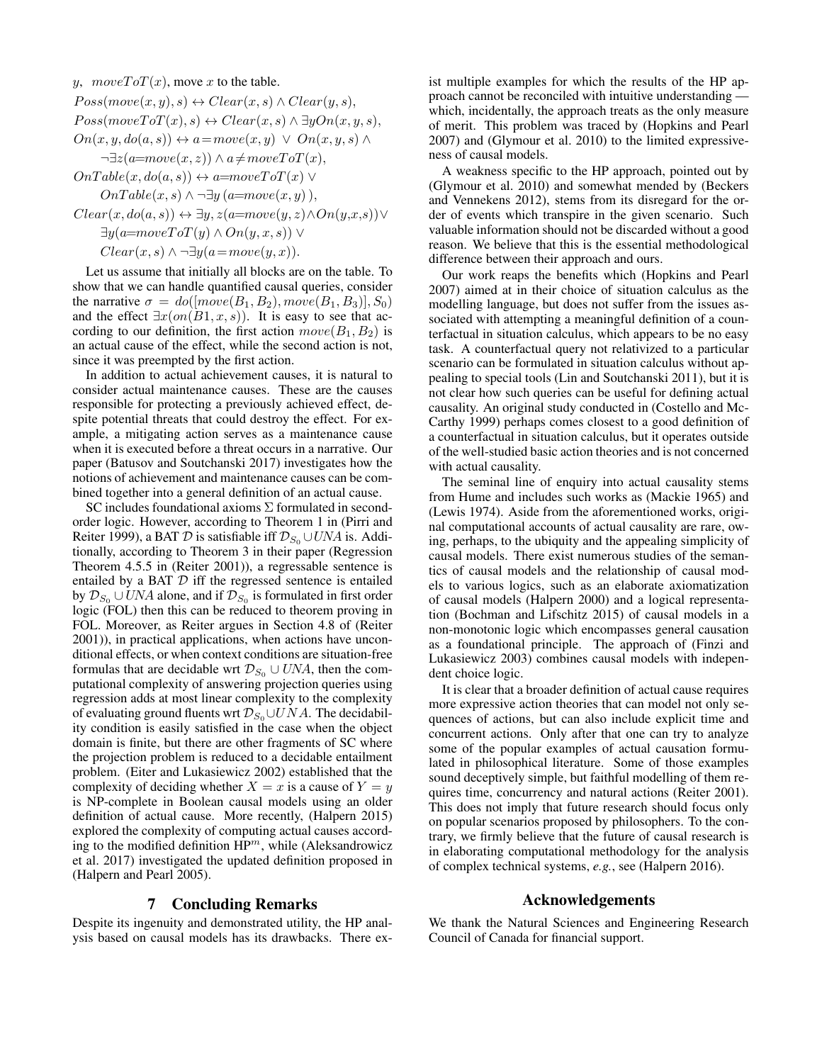$y$, $moveToT(x)$, move $x$ to the table.

$$Poss(move(x,y),s) \leftrightarrow Clear(x,s) \wedge Clear(y,s),$$
$$Poss(moveToT(x),s) \leftrightarrow Clear(x,s) \wedge \exists y On(x,y,s),$$
$$On(x,y,do(a,s)) \leftrightarrow a{=}move(x,y) \;\vee\; On(x,y,s) \wedge \neg\exists z(a{=}move(x,z)) \wedge a{\neq}moveToT(x),$$
$$OnTable(x,do(a,s)) \leftrightarrow a{=}moveToT(x) \vee OnTable(x,s) \wedge \neg\exists y\,(a{=}move(x,y)\,),$$
$$Clear(x,do(a,s)) \leftrightarrow \exists y,z(a{=}move(y,z) \wedge On(y,x,s)) \vee \exists y(a{=}moveToT(y) \wedge On(y,x,s)) \vee Clear(x,s) \wedge \neg\exists y(a{=}move(y,x)).$$

Let us assume that initially all blocks are on the table. To show that we can handle quantified causal queries, consider the narrative $\sigma = do([move(B_1,B_2), move(B_1,B_3)], S_0)$ and the effect $\exists x(on(B1,x,s))$. It is easy to see that according to our definition, the first action $move(B_1,B_2)$ is an actual cause of the effect, while the second action is not, since it was preempted by the first action.

In addition to actual achievement causes, it is natural to consider actual maintenance causes. These are the causes responsible for protecting a previously achieved effect, despite potential threats that could destroy the effect. For example, a mitigating action serves as a maintenance cause when it is executed before a threat occurs in a narrative. Our paper (Batusov and Soutchanski 2017) investigates how the notions of achievement and maintenance causes can be combined together into a general definition of an actual cause.

SC includes foundational axioms $\Sigma$ formulated in second-order logic. However, according to Theorem 1 in (Pirri and Reiter 1999), a BAT $\mathcal{D}$ is satisfiable iff $\mathcal{D}_{S_0} \cup UNA$ is. Additionally, according to Theorem 3 in their paper (Regression Theorem 4.5.5 in (Reiter 2001)), a regressable sentence is entailed by a BAT $\mathcal{D}$ iff the regressed sentence is entailed by $\mathcal{D}_{S_0} \cup UNA$ alone, and if $\mathcal{D}_{S_0}$ is formulated in first order logic (FOL) then this can be reduced to theorem proving in FOL. Moreover, as Reiter argues in Section 4.8 of (Reiter 2001)), in practical applications, when actions have unconditional effects, or when context conditions are situation-free formulas that are decidable wrt $\mathcal{D}_{S_0} \cup UNA$, then the computational complexity of answering projection queries using regression adds at most linear complexity to the complexity of evaluating ground fluents wrt $\mathcal{D}_{S_0} \cup UNA$. The decidability condition is easily satisfied in the case when the object domain is finite, but there are other fragments of SC where the projection problem is reduced to a decidable entailment problem. (Eiter and Lukasiewicz 2002) established that the complexity of deciding whether $X = x$ is a cause of $Y = y$ is NP-complete in Boolean causal models using an older definition of actual cause. More recently, (Halpern 2015) explored the complexity of computing actual causes according to the modified definition $\text{HP}^m$, while (Aleksandrowicz et al. 2017) investigated the updated definition proposed in (Halpern and Pearl 2005).

## 7 Concluding Remarks

Despite its ingenuity and demonstrated utility, the HP analysis based on causal models has its drawbacks. There exist multiple examples for which the results of the HP approach cannot be reconciled with intuitive understanding — which, incidentally, the approach treats as the only measure of merit. This problem was traced by (Hopkins and Pearl 2007) and (Glymour et al. 2010) to the limited expressiveness of causal models.

A weakness specific to the HP approach, pointed out by (Glymour et al. 2010) and somewhat mended by (Beckers and Vennekens 2012), stems from its disregard for the order of events which transpire in the given scenario. Such valuable information should not be discarded without a good reason. We believe that this is the essential methodological difference between their approach and ours.

Our work reaps the benefits which (Hopkins and Pearl 2007) aimed at in their choice of situation calculus as the modelling language, but does not suffer from the issues associated with attempting a meaningful definition of a counterfactual in situation calculus, which appears to be no easy task. A counterfactual query not relativized to a particular scenario can be formulated in situation calculus without appealing to special tools (Lin and Soutchanski 2011), but it is not clear how such queries can be useful for defining actual causality. An original study conducted in (Costello and McCarthy 1999) perhaps comes closest to a good definition of a counterfactual in situation calculus, but it operates outside of the well-studied basic action theories and is not concerned with actual causality.

The seminal line of enquiry into actual causality stems from Hume and includes such works as (Mackie 1965) and (Lewis 1974). Aside from the aforementioned works, original computational accounts of actual causality are rare, owing, perhaps, to the ubiquity and the appealing simplicity of causal models. There exist numerous studies of the semantics of causal models and the relationship of causal models to various logics, such as an elaborate axiomatization of causal models (Halpern 2000) and a logical representation (Bochman and Lifschitz 2015) of causal models in a non-monotonic logic which encompasses general causation as a foundational principle. The approach of (Finzi and Lukasiewicz 2003) combines causal models with independent choice logic.

It is clear that a broader definition of actual cause requires more expressive action theories that can model not only sequences of actions, but can also include explicit time and concurrent actions. Only after that one can try to analyze some of the popular examples of actual causation formulated in philosophical literature. Some of those examples sound deceptively simple, but faithful modelling of them requires time, concurrency and natural actions (Reiter 2001). This does not imply that future research should focus only on popular scenarios proposed by philosophers. To the contrary, we firmly believe that the future of causal research is in elaborating computational methodology for the analysis of complex technical systems, *e.g.*, see (Halpern 2016).

## Acknowledgements

We thank the Natural Sciences and Engineering Research Council of Canada for financial support.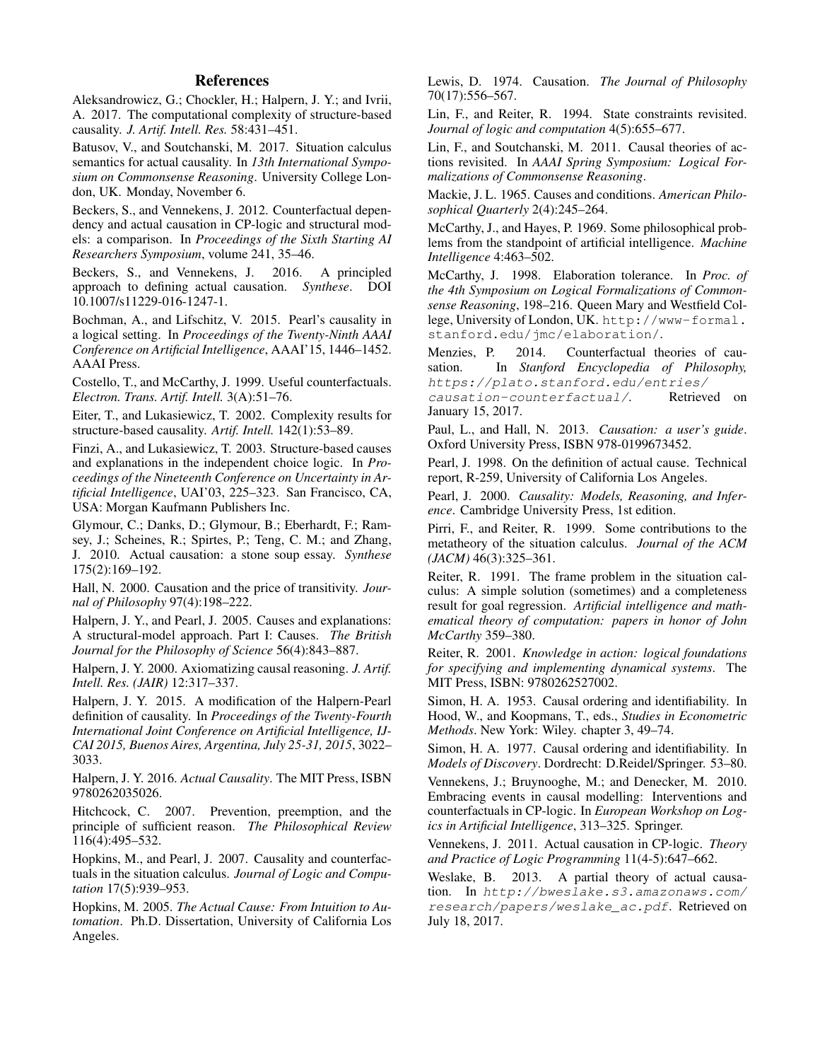# References

Aleksandrowicz, G.; Chockler, H.; Halpern, J. Y.; and Ivrii, A. 2017. The computational complexity of structure-based causality. *J. Artif. Intell. Res.* 58:431–451.

Batusov, V., and Soutchanski, M. 2017. Situation calculus semantics for actual causality. In *13th International Symposium on Commonsense Reasoning*. University College London, UK. Monday, November 6.

Beckers, S., and Vennekens, J. 2012. Counterfactual dependency and actual causation in CP-logic and structural models: a comparison. In *Proceedings of the Sixth Starting AI Researchers Symposium*, volume 241, 35–46.

Beckers, S., and Vennekens, J. 2016. A principled approach to defining actual causation. *Synthese*. DOI 10.1007/s11229-016-1247-1.

Bochman, A., and Lifschitz, V. 2015. Pearl's causality in a logical setting. In *Proceedings of the Twenty-Ninth AAAI Conference on Artificial Intelligence*, AAAI'15, 1446–1452. AAAI Press.

Costello, T., and McCarthy, J. 1999. Useful counterfactuals. *Electron. Trans. Artif. Intell.* 3(A):51–76.

Eiter, T., and Lukasiewicz, T. 2002. Complexity results for structure-based causality. *Artif. Intell.* 142(1):53–89.

Finzi, A., and Lukasiewicz, T. 2003. Structure-based causes and explanations in the independent choice logic. In *Proceedings of the Nineteenth Conference on Uncertainty in Artificial Intelligence*, UAI'03, 225–323. San Francisco, CA, USA: Morgan Kaufmann Publishers Inc.

Glymour, C.; Danks, D.; Glymour, B.; Eberhardt, F.; Ramsey, J.; Scheines, R.; Spirtes, P.; Teng, C. M.; and Zhang, J. 2010. Actual causation: a stone soup essay. *Synthese* 175(2):169–192.

Hall, N. 2000. Causation and the price of transitivity. *Journal of Philosophy* 97(4):198–222.

Halpern, J. Y., and Pearl, J. 2005. Causes and explanations: A structural-model approach. Part I: Causes. *The British Journal for the Philosophy of Science* 56(4):843–887.

Halpern, J. Y. 2000. Axiomatizing causal reasoning. *J. Artif. Intell. Res. (JAIR)* 12:317–337.

Halpern, J. Y. 2015. A modification of the Halpern-Pearl definition of causality. In *Proceedings of the Twenty-Fourth International Joint Conference on Artificial Intelligence, IJCAI 2015, Buenos Aires, Argentina, July 25-31, 2015*, 3022–3033.

Halpern, J. Y. 2016. *Actual Causality*. The MIT Press, ISBN 9780262035026.

Hitchcock, C. 2007. Prevention, preemption, and the principle of sufficient reason. *The Philosophical Review* 116(4):495–532.

Hopkins, M., and Pearl, J. 2007. Causality and counterfactuals in the situation calculus. *Journal of Logic and Computation* 17(5):939–953.

Hopkins, M. 2005. *The Actual Cause: From Intuition to Automation*. Ph.D. Dissertation, University of California Los Angeles.

Lewis, D. 1974. Causation. *The Journal of Philosophy* 70(17):556–567.

Lin, F., and Reiter, R. 1994. State constraints revisited. *Journal of logic and computation* 4(5):655–677.

Lin, F., and Soutchanski, M. 2011. Causal theories of actions revisited. In *AAAI Spring Symposium: Logical Formalizations of Commonsense Reasoning*.

Mackie, J. L. 1965. Causes and conditions. *American Philosophical Quarterly* 2(4):245–264.

McCarthy, J., and Hayes, P. 1969. Some philosophical problems from the standpoint of artificial intelligence. *Machine Intelligence* 4:463–502.

McCarthy, J. 1998. Elaboration tolerance. In *Proc. of the 4th Symposium on Logical Formalizations of Commonsense Reasoning*, 198–216. Queen Mary and Westfield College, University of London, UK. `http://www-formal.stanford.edu/jmc/elaboration/`.

Menzies, P. 2014. Counterfactual theories of causation. In *Stanford Encyclopedia of Philosophy, `https://plato.stanford.edu/entries/causation-counterfactual/`*. Retrieved on January 15, 2017.

Paul, L., and Hall, N. 2013. *Causation: a user's guide*. Oxford University Press, ISBN 978-0199673452.

Pearl, J. 1998. On the definition of actual cause. Technical report, R-259, University of California Los Angeles.

Pearl, J. 2000. *Causality: Models, Reasoning, and Inference*. Cambridge University Press, 1st edition.

Pirri, F., and Reiter, R. 1999. Some contributions to the metatheory of the situation calculus. *Journal of the ACM (JACM)* 46(3):325–361.

Reiter, R. 1991. The frame problem in the situation calculus: A simple solution (sometimes) and a completeness result for goal regression. *Artificial intelligence and mathematical theory of computation: papers in honor of John McCarthy* 359–380.

Reiter, R. 2001. *Knowledge in action: logical foundations for specifying and implementing dynamical systems*. The MIT Press, ISBN: 9780262527002.

Simon, H. A. 1953. Causal ordering and identifiability. In Hood, W., and Koopmans, T., eds., *Studies in Econometric Methods*. New York: Wiley. chapter 3, 49–74.

Simon, H. A. 1977. Causal ordering and identifiability. In *Models of Discovery*. Dordrecht: D.Reidel/Springer. 53–80.

Vennekens, J.; Bruynooghe, M.; and Denecker, M. 2010. Embracing events in causal modelling: Interventions and counterfactuals in CP-logic. In *European Workshop on Logics in Artificial Intelligence*, 313–325. Springer.

Vennekens, J. 2011. Actual causation in CP-logic. *Theory and Practice of Logic Programming* 11(4-5):647–662.

Weslake, B. 2013. A partial theory of actual causation. In *`http://bweslake.s3.amazonaws.com/research/papers/weslake_ac.pdf`*. Retrieved on July 18, 2017.